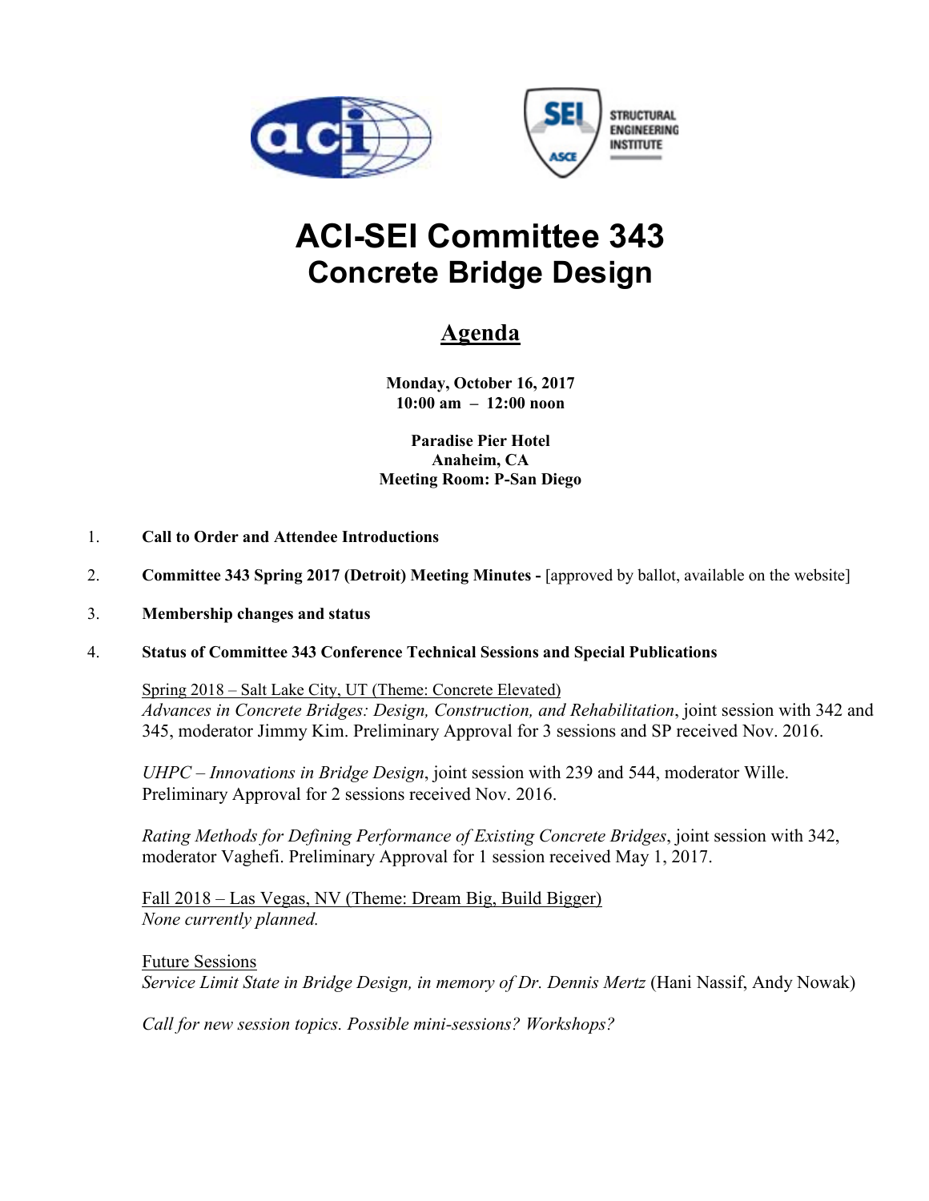# ACI-SEI Committee 343
## Concrete Bridge Design

## <u>Agenda</u>

**Monday, October 16, 2017**
**10:00 am – 12:00 noon**

**Paradise Pier Hotel**
**Anaheim, CA**
**Meeting Room: P-San Diego**

1. **Call to Order and Attendee Introductions**

2. **Committee 343 Spring 2017 (Detroit) Meeting Minutes -** [approved by ballot, available on the website]

3. **Membership changes and status**

4. **Status of Committee 343 Conference Technical Sessions and Special Publications**

   <u>Spring 2018 – Salt Lake City, UT (Theme: Concrete Elevated)</u>
   *Advances in Concrete Bridges: Design, Construction, and Rehabilitation*, joint session with 342 and 345, moderator Jimmy Kim. Preliminary Approval for 3 sessions and SP received Nov. 2016.

   *UHPC – Innovations in Bridge Design*, joint session with 239 and 544, moderator Wille. Preliminary Approval for 2 sessions received Nov. 2016.

   *Rating Methods for Defining Performance of Existing Concrete Bridges*, joint session with 342, moderator Vaghefi. Preliminary Approval for 1 session received May 1, 2017.

   <u>Fall 2018 – Las Vegas, NV (Theme: Dream Big, Build Bigger)</u>
   *None currently planned.*

   <u>Future Sessions</u>
   *Service Limit State in Bridge Design, in memory of Dr. Dennis Mertz* (Hani Nassif, Andy Nowak)

   *Call for new session topics. Possible mini-sessions? Workshops?*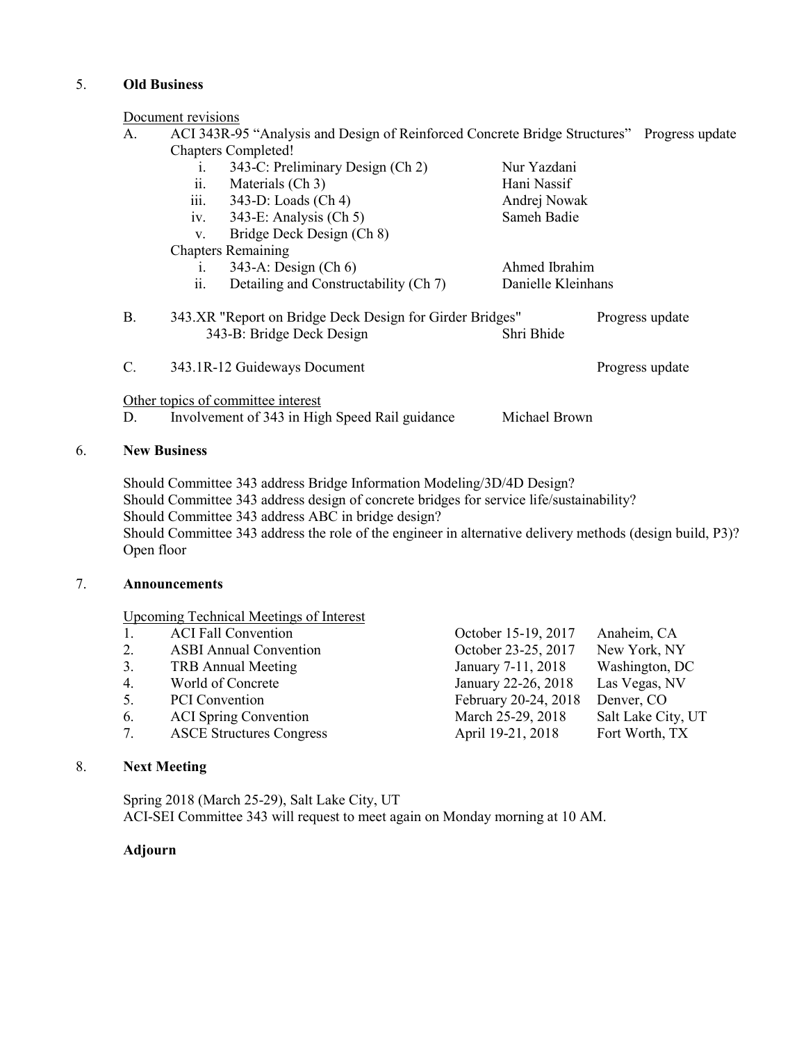5. **Old Business**

<u>Document revisions</u>

A. ACI 343R-95 "Analysis and Design of Reinforced Concrete Bridge Structures" Progress update

Chapters Completed!

| | | |
|---|---|---|
| i. | 343-C: Preliminary Design (Ch 2) | Nur Yazdani |
| ii. | Materials (Ch 3) | Hani Nassif |
| iii. | 343-D: Loads (Ch 4) | Andrej Nowak |
| iv. | 343-E: Analysis (Ch 5) | Sameh Badie |
| v. | Bridge Deck Design (Ch 8) | |

Chapters Remaining

| | | |
|---|---|---|
| i. | 343-A: Design (Ch 6) | Ahmed Ibrahim |
| ii. | Detailing and Constructability (Ch 7) | Danielle Kleinhans |

B. 343.XR "Report on Bridge Deck Design for Girder Bridges" Progress update

343-B: Bridge Deck Design — Shri Bhide

C. 343.1R-12 Guideways Document — Progress update

<u>Other topics of committee interest</u>

D. Involvement of 343 in High Speed Rail guidance — Michael Brown

6. **New Business**

Should Committee 343 address Bridge Information Modeling/3D/4D Design?
Should Committee 343 address design of concrete bridges for service life/sustainability?
Should Committee 343 address ABC in bridge design?
Should Committee 343 address the role of the engineer in alternative delivery methods (design build, P3)?
Open floor

7. **Announcements**

<u>Upcoming Technical Meetings of Interest</u>

| | | | |
|---|---|---|---|
| 1. | ACI Fall Convention | October 15-19, 2017 | Anaheim, CA |
| 2. | ASBI Annual Convention | October 23-25, 2017 | New York, NY |
| 3. | TRB Annual Meeting | January 7-11, 2018 | Washington, DC |
| 4. | World of Concrete | January 22-26, 2018 | Las Vegas, NV |
| 5. | PCI Convention | February 20-24, 2018 | Denver, CO |
| 6. | ACI Spring Convention | March 25-29, 2018 | Salt Lake City, UT |
| 7. | ASCE Structures Congress | April 19-21, 2018 | Fort Worth, TX |

8. **Next Meeting**

Spring 2018 (March 25-29), Salt Lake City, UT
ACI-SEI Committee 343 will request to meet again on Monday morning at 10 AM.

**Adjourn**